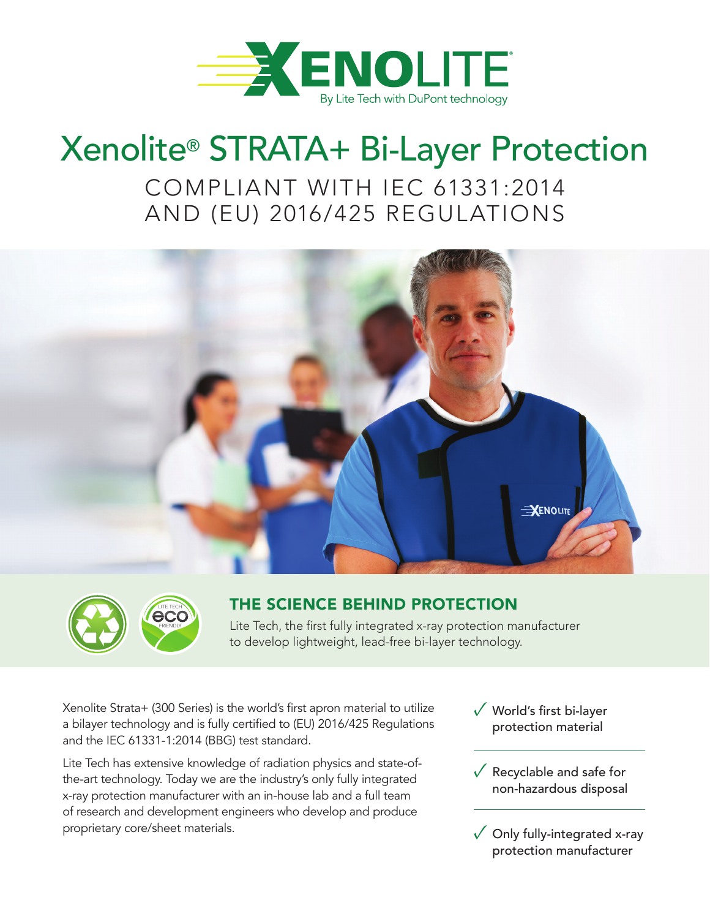XENOLITE®

By Lite Tech with DuPont technology

# Xenolite® STRATA+ Bi-Layer Protection

## COMPLIANT WITH IEC 61331:2014 AND (EU) 2016/425 REGULATIONS

## THE SCIENCE BEHIND PROTECTION

Lite Tech, the first fully integrated x-ray protection manufacturer to develop lightweight, lead-free bi-layer technology.

Xenolite Strata+ (300 Series) is the world's first apron material to utilize a bilayer technology and is fully certified to (EU) 2016/425 Regulations and the IEC 61331-1:2014 (BBG) test standard.

Lite Tech has extensive knowledge of radiation physics and state-of-the-art technology. Today we are the industry's only fully integrated x-ray protection manufacturer with an in-house lab and a full team of research and development engineers who develop and produce proprietary core/sheet materials.

- ✓ World's first bi-layer protection material
- ✓ Recyclable and safe for non-hazardous disposal
- ✓ Only fully-integrated x-ray protection manufacturer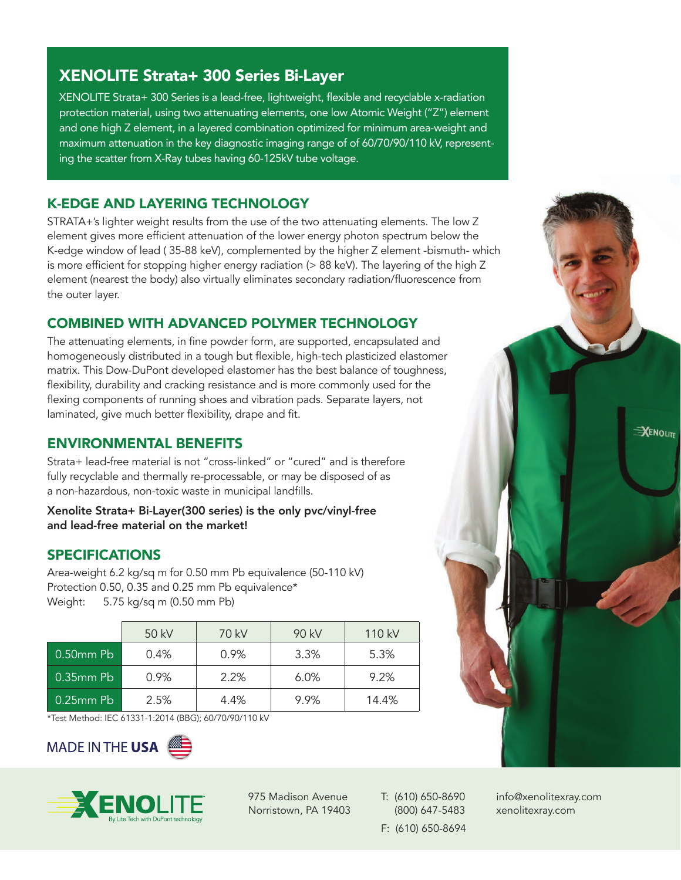## XENOLITE Strata+ 300 Series Bi-Layer

XENOLITE Strata+ 300 Series is a lead-free, lightweight, flexible and recyclable x-radiation protection material, using two attenuating elements, one low Atomic Weight ("Z") element and one high Z element, in a layered combination optimized for minimum area-weight and maximum attenuation in the key diagnostic imaging range of of 60/70/90/110 kV, representing the scatter from X-Ray tubes having 60-125kV tube voltage.

### K-EDGE AND LAYERING TECHNOLOGY

STRATA+'s lighter weight results from the use of the two attenuating elements. The low Z element gives more efficient attenuation of the lower energy photon spectrum below the K-edge window of lead ( 35-88 keV), complemented by the higher Z element -bismuth- which is more efficient for stopping higher energy radiation (> 88 keV). The layering of the high Z element (nearest the body) also virtually eliminates secondary radiation/fluorescence from the outer layer.

### COMBINED WITH ADVANCED POLYMER TECHNOLOGY

The attenuating elements, in fine powder form, are supported, encapsulated and homogeneously distributed in a tough but flexible, high-tech plasticized elastomer matrix. This Dow-DuPont developed elastomer has the best balance of toughness, flexibility, durability and cracking resistance and is more commonly used for the flexing components of running shoes and vibration pads. Separate layers, not laminated, give much better flexibility, drape and fit.

### ENVIRONMENTAL BENEFITS

Strata+ lead-free material is not "cross-linked" or "cured" and is therefore fully recyclable and thermally re-processable, or may be disposed of as a non-hazardous, non-toxic waste in municipal landfills.

**Xenolite Strata+ Bi-Layer(300 series) is the only pvc/vinyl-free and lead-free material on the market!**

### SPECIFICATIONS

Area-weight 6.2 kg/sq m for 0.50 mm Pb equivalence (50-110 kV)
Protection 0.50, 0.35 and 0.25 mm Pb equivalence*
Weight: 5.75 kg/sq m (0.50 mm Pb)

| | 50 kV | 70 kV | 90 kV | 110 kV |
|---|---|---|---|---|
| 0.50mm Pb | 0.4% | 0.9% | 3.3% | 5.3% |
| 0.35mm Pb | 0.9% | 2.2% | 6.0% | 9.2% |
| 0.25mm Pb | 2.5% | 4.4% | 9.9% | 14.4% |

*Test Method: IEC 61331-1:2014 (BBG); 60/70/90/110 kV

MADE IN THE **USA**

XENOLITE
By Lite Tech with DuPont technology

975 Madison Avenue
Norristown, PA 19403

T: (610) 650-8690
(800) 647-5483
F: (610) 650-8694

info@xenolitexray.com
xenolitexray.com